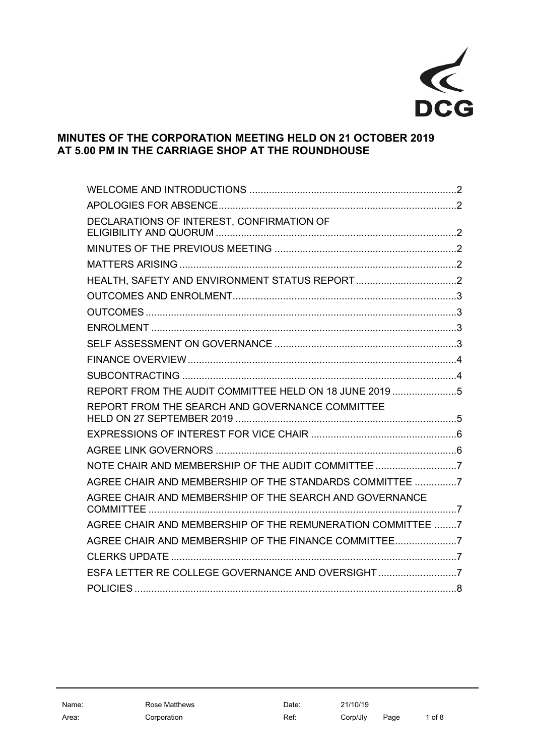# MINUTES OF THE CORPORATION MEETING HELD ON 21 OCTOBER 2019 AT 5.00 PM IN THE CARRIAGE SHOP AT THE ROUNDHOUSE

| | |
|---|---|
| WELCOME AND INTRODUCTIONS | 2 |
| APOLOGIES FOR ABSENCE | 2 |
| DECLARATIONS OF INTEREST, CONFIRMATION OF ELIGIBILITY AND QUORUM | 2 |
| MINUTES OF THE PREVIOUS MEETING | 2 |
| MATTERS ARISING | 2 |
| HEALTH, SAFETY AND ENVIRONMENT STATUS REPORT | 2 |
| OUTCOMES AND ENROLMENT | 3 |
| OUTCOMES | 3 |
| ENROLMENT | 3 |
| SELF ASSESSMENT ON GOVERNANCE | 3 |
| FINANCE OVERVIEW | 4 |
| SUBCONTRACTING | 4 |
| REPORT FROM THE AUDIT COMMITTEE HELD ON 18 JUNE 2019 | 5 |
| REPORT FROM THE SEARCH AND GOVERNANCE COMMITTEE HELD ON 27 SEPTEMBER 2019 | 5 |
| EXPRESSIONS OF INTEREST FOR VICE CHAIR | 6 |
| AGREE LINK GOVERNORS | 6 |
| NOTE CHAIR AND MEMBERSHIP OF THE AUDIT COMMITTEE | 7 |
| AGREE CHAIR AND MEMBERSHIP OF THE STANDARDS COMMITTEE | 7 |
| AGREE CHAIR AND MEMBERSHIP OF THE SEARCH AND GOVERNANCE COMMITTEE | 7 |
| AGREE CHAIR AND MEMBERSHIP OF THE REMUNERATION COMMITTEE | 7 |
| AGREE CHAIR AND MEMBERSHIP OF THE FINANCE COMMITTEE | 7 |
| CLERKS UPDATE | 7 |
| ESFA LETTER RE COLLEGE GOVERNANCE AND OVERSIGHT | 7 |
| POLICIES | 8 |

| | | | |
|---|---|---|---|
| Name: | Rose Matthews | Date: | 21/10/19 |
| Area: | Corporation | Ref: | Corp/Jly |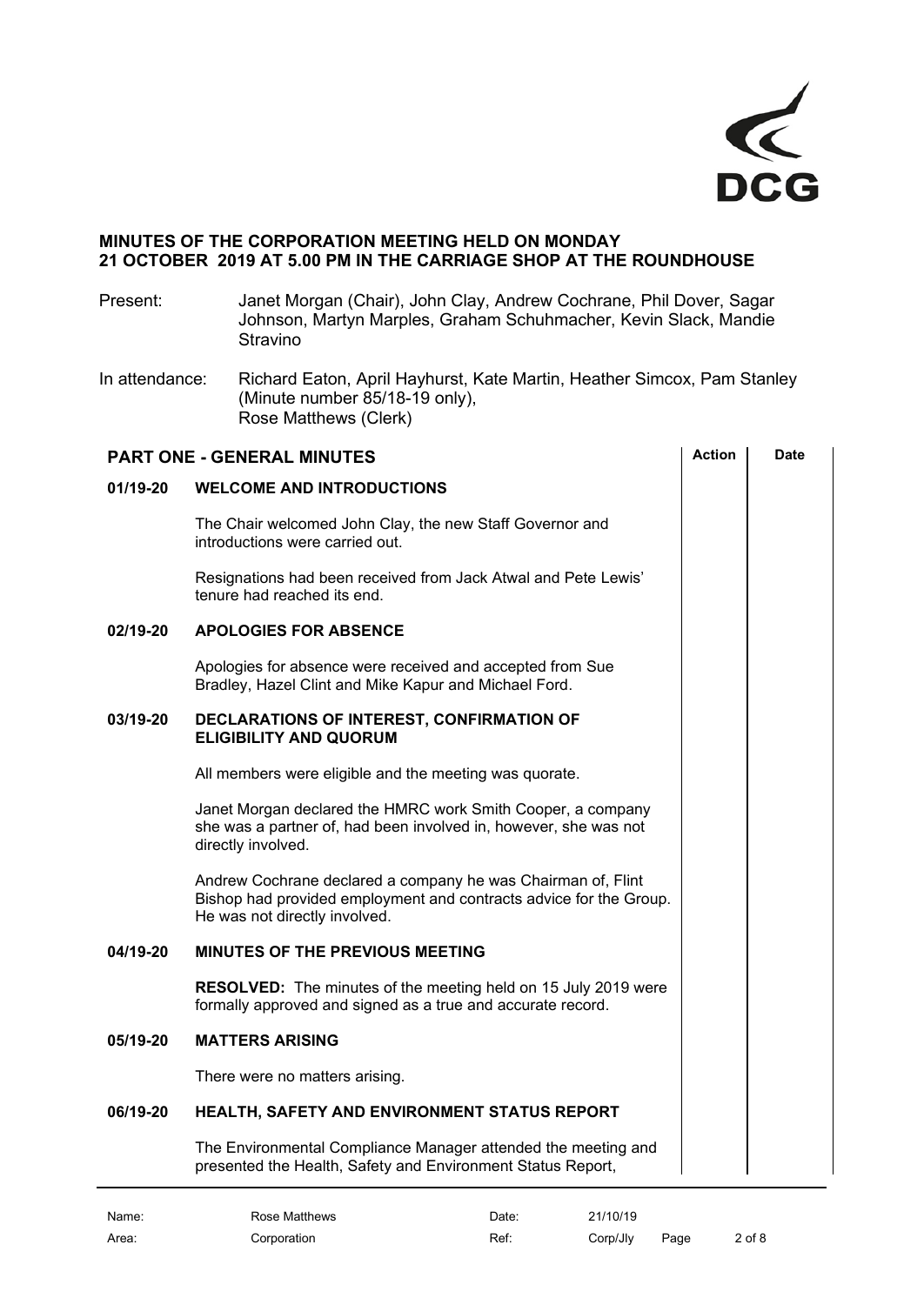## MINUTES OF THE CORPORATION MEETING HELD ON MONDAY 21 OCTOBER 2019 AT 5.00 PM IN THE CARRIAGE SHOP AT THE ROUNDHOUSE

Present: Janet Morgan (Chair), John Clay, Andrew Cochrane, Phil Dover, Sagar Johnson, Martyn Marples, Graham Schuhmacher, Kevin Slack, Mandie Stravino

In attendance: Richard Eaton, April Hayhurst, Kate Martin, Heather Simcox, Pam Stanley (Minute number 85/18-19 only), Rose Matthews (Clerk)

| PART ONE - GENERAL MINUTES | Action | Date |
|---|---|---|

### 01/19-20 WELCOME AND INTRODUCTIONS

The Chair welcomed John Clay, the new Staff Governor and introductions were carried out.

Resignations had been received from Jack Atwal and Pete Lewis' tenure had reached its end.

### 02/19-20 APOLOGIES FOR ABSENCE

Apologies for absence were received and accepted from Sue Bradley, Hazel Clint and Mike Kapur and Michael Ford.

### 03/19-20 DECLARATIONS OF INTEREST, CONFIRMATION OF ELIGIBILITY AND QUORUM

All members were eligible and the meeting was quorate.

Janet Morgan declared the HMRC work Smith Cooper, a company she was a partner of, had been involved in, however, she was not directly involved.

Andrew Cochrane declared a company he was Chairman of, Flint Bishop had provided employment and contracts advice for the Group. He was not directly involved.

### 04/19-20 MINUTES OF THE PREVIOUS MEETING

**RESOLVED:** The minutes of the meeting held on 15 July 2019 were formally approved and signed as a true and accurate record.

### 05/19-20 MATTERS ARISING

There were no matters arising.

### 06/19-20 HEALTH, SAFETY AND ENVIRONMENT STATUS REPORT

The Environmental Compliance Manager attended the meeting and presented the Health, Safety and Environment Status Report,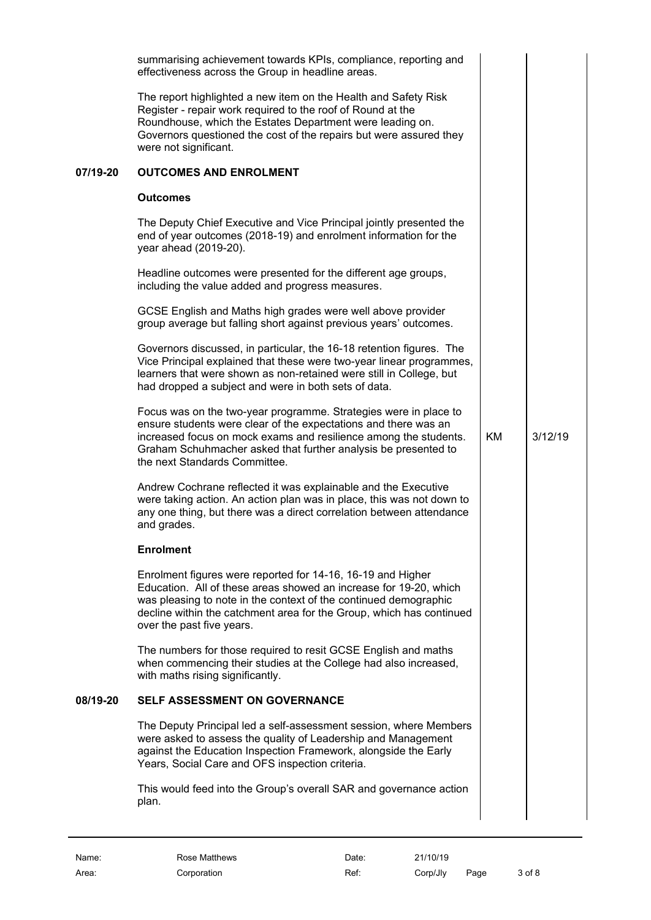summarising achievement towards KPIs, compliance, reporting and effectiveness across the Group in headline areas.

The report highlighted a new item on the Health and Safety Risk Register - repair work required to the roof of Round at the Roundhouse, which the Estates Department were leading on. Governors questioned the cost of the repairs but were assured they were not significant.

## 07/19-20 OUTCOMES AND ENROLMENT

### Outcomes

The Deputy Chief Executive and Vice Principal jointly presented the end of year outcomes (2018-19) and enrolment information for the year ahead (2019-20).

Headline outcomes were presented for the different age groups, including the value added and progress measures.

GCSE English and Maths high grades were well above provider group average but falling short against previous years' outcomes.

Governors discussed, in particular, the 16-18 retention figures. The Vice Principal explained that these were two-year linear programmes, learners that were shown as non-retained were still in College, but had dropped a subject and were in both sets of data.

Focus was on the two-year programme. Strategies were in place to ensure students were clear of the expectations and there was an increased focus on mock exams and resilience among the students. Graham Schuhmacher asked that further analysis be presented to the next Standards Committee. — **Action: KM — 3/12/19**

Andrew Cochrane reflected it was explainable and the Executive were taking action. An action plan was in place, this was not down to any one thing, but there was a direct correlation between attendance and grades.

### Enrolment

Enrolment figures were reported for 14-16, 16-19 and Higher Education. All of these areas showed an increase for 19-20, which was pleasing to note in the context of the continued demographic decline within the catchment area for the Group, which has continued over the past five years.

The numbers for those required to resit GCSE English and maths when commencing their studies at the College had also increased, with maths rising significantly.

## 08/19-20 SELF ASSESSMENT ON GOVERNANCE

The Deputy Principal led a self-assessment session, where Members were asked to assess the quality of Leadership and Management against the Education Inspection Framework, alongside the Early Years, Social Care and OFS inspection criteria.

This would feed into the Group's overall SAR and governance action plan.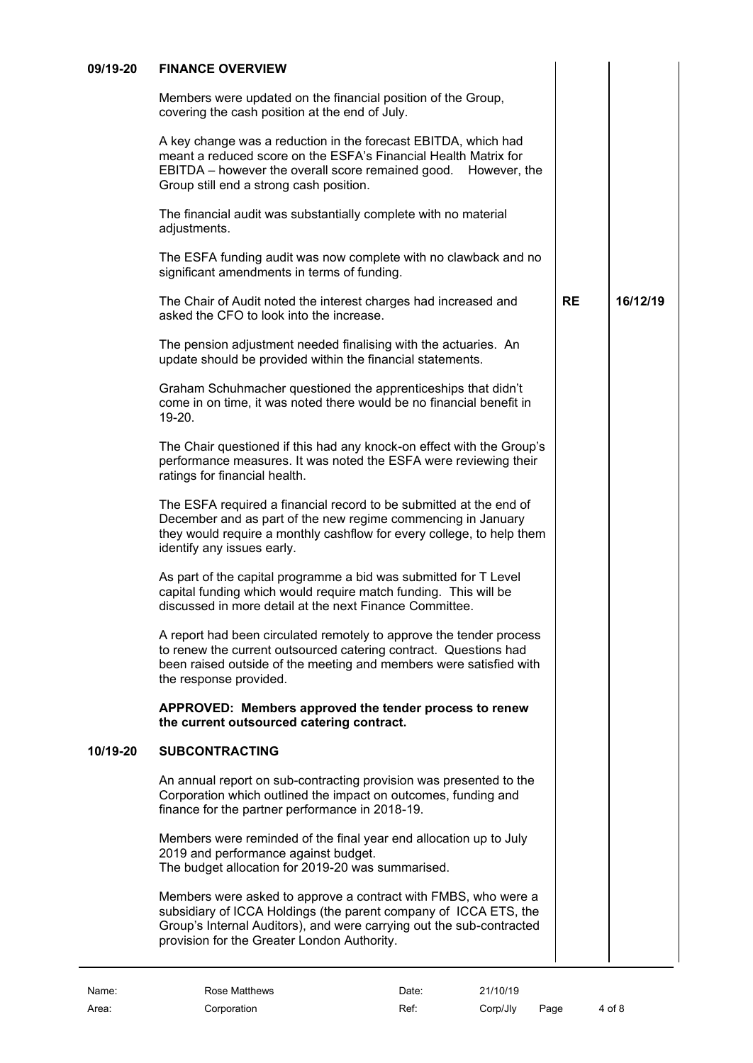**09/19-20 FINANCE OVERVIEW**

Members were updated on the financial position of the Group, covering the cash position at the end of July.

A key change was a reduction in the forecast EBITDA, which had meant a reduced score on the ESFA's Financial Health Matrix for EBITDA – however the overall score remained good. However, the Group still end a strong cash position.

The financial audit was substantially complete with no material adjustments.

The ESFA funding audit was now complete with no clawback and no significant amendments in terms of funding.

The Chair of Audit noted the interest charges had increased and asked the CFO to look into the increase. **RE** **16/12/19**

The pension adjustment needed finalising with the actuaries. An update should be provided within the financial statements.

Graham Schuhmacher questioned the apprenticeships that didn't come in on time, it was noted there would be no financial benefit in 19-20.

The Chair questioned if this had any knock-on effect with the Group's performance measures. It was noted the ESFA were reviewing their ratings for financial health.

The ESFA required a financial record to be submitted at the end of December and as part of the new regime commencing in January they would require a monthly cashflow for every college, to help them identify any issues early.

As part of the capital programme a bid was submitted for T Level capital funding which would require match funding. This will be discussed in more detail at the next Finance Committee.

A report had been circulated remotely to approve the tender process to renew the current outsourced catering contract. Questions had been raised outside of the meeting and members were satisfied with the response provided.

**APPROVED: Members approved the tender process to renew the current outsourced catering contract.**

**10/19-20 SUBCONTRACTING**

An annual report on sub-contracting provision was presented to the Corporation which outlined the impact on outcomes, funding and finance for the partner performance in 2018-19.

Members were reminded of the final year end allocation up to July 2019 and performance against budget.
The budget allocation for 2019-20 was summarised.

Members were asked to approve a contract with FMBS, who were a subsidiary of ICCA Holdings (the parent company of ICCA ETS, the Group's Internal Auditors), and were carrying out the sub-contracted provision for the Greater London Authority.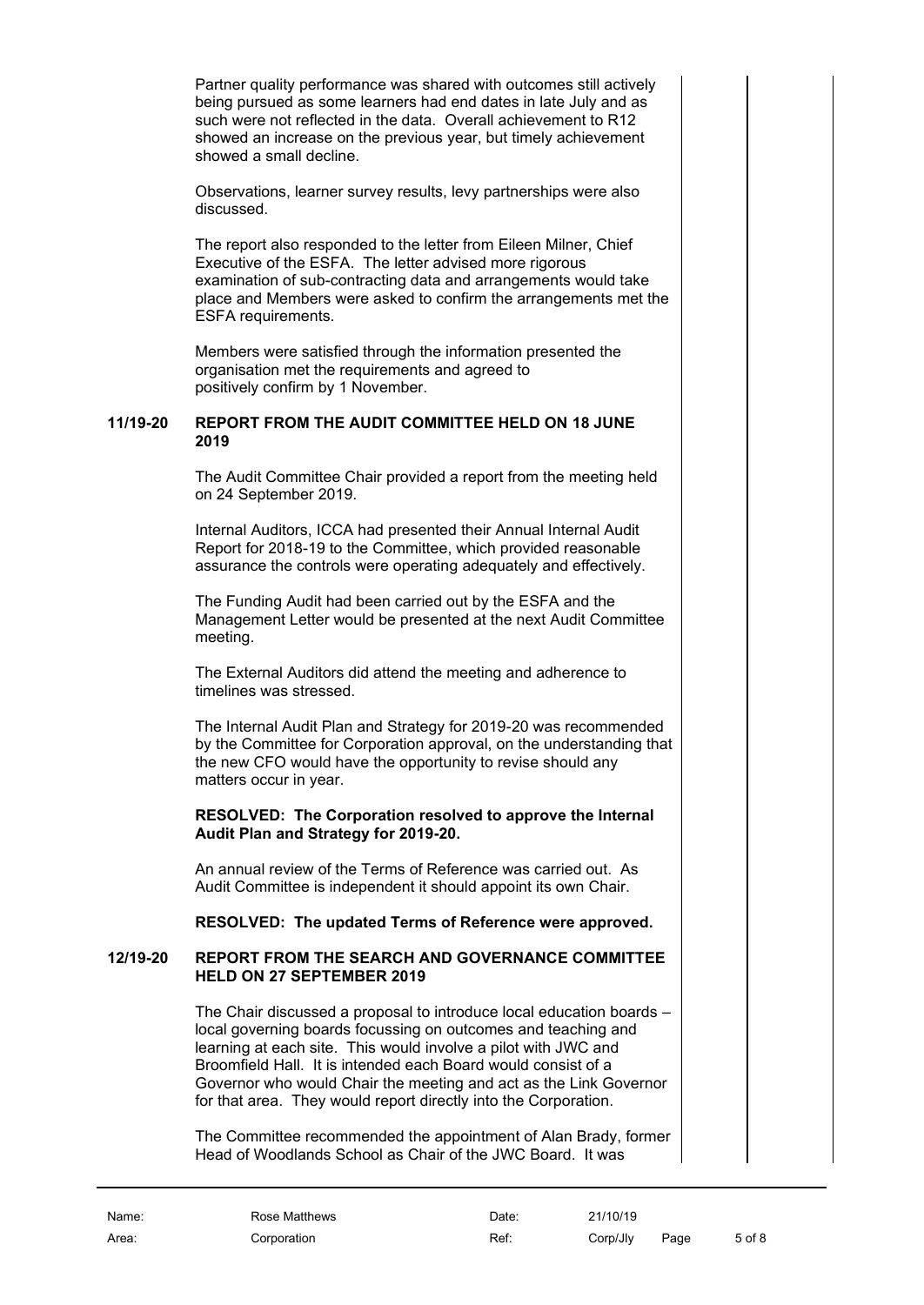Partner quality performance was shared with outcomes still actively being pursued as some learners had end dates in late July and as such were not reflected in the data. Overall achievement to R12 showed an increase on the previous year, but timely achievement showed a small decline.

Observations, learner survey results, levy partnerships were also discussed.

The report also responded to the letter from Eileen Milner, Chief Executive of the ESFA. The letter advised more rigorous examination of sub-contracting data and arrangements would take place and Members were asked to confirm the arrangements met the ESFA requirements.

Members were satisfied through the information presented the organisation met the requirements and agreed to positively confirm by 1 November.

**11/19-20 REPORT FROM THE AUDIT COMMITTEE HELD ON 18 JUNE 2019**

The Audit Committee Chair provided a report from the meeting held on 24 September 2019.

Internal Auditors, ICCA had presented their Annual Internal Audit Report for 2018-19 to the Committee, which provided reasonable assurance the controls were operating adequately and effectively.

The Funding Audit had been carried out by the ESFA and the Management Letter would be presented at the next Audit Committee meeting.

The External Auditors did attend the meeting and adherence to timelines was stressed.

The Internal Audit Plan and Strategy for 2019-20 was recommended by the Committee for Corporation approval, on the understanding that the new CFO would have the opportunity to revise should any matters occur in year.

**RESOLVED: The Corporation resolved to approve the Internal Audit Plan and Strategy for 2019-20.**

An annual review of the Terms of Reference was carried out. As Audit Committee is independent it should appoint its own Chair.

**RESOLVED: The updated Terms of Reference were approved.**

**12/19-20 REPORT FROM THE SEARCH AND GOVERNANCE COMMITTEE HELD ON 27 SEPTEMBER 2019**

The Chair discussed a proposal to introduce local education boards – local governing boards focussing on outcomes and teaching and learning at each site. This would involve a pilot with JWC and Broomfield Hall. It is intended each Board would consist of a Governor who would Chair the meeting and act as the Link Governor for that area. They would report directly into the Corporation.

The Committee recommended the appointment of Alan Brady, former Head of Woodlands School as Chair of the JWC Board. It was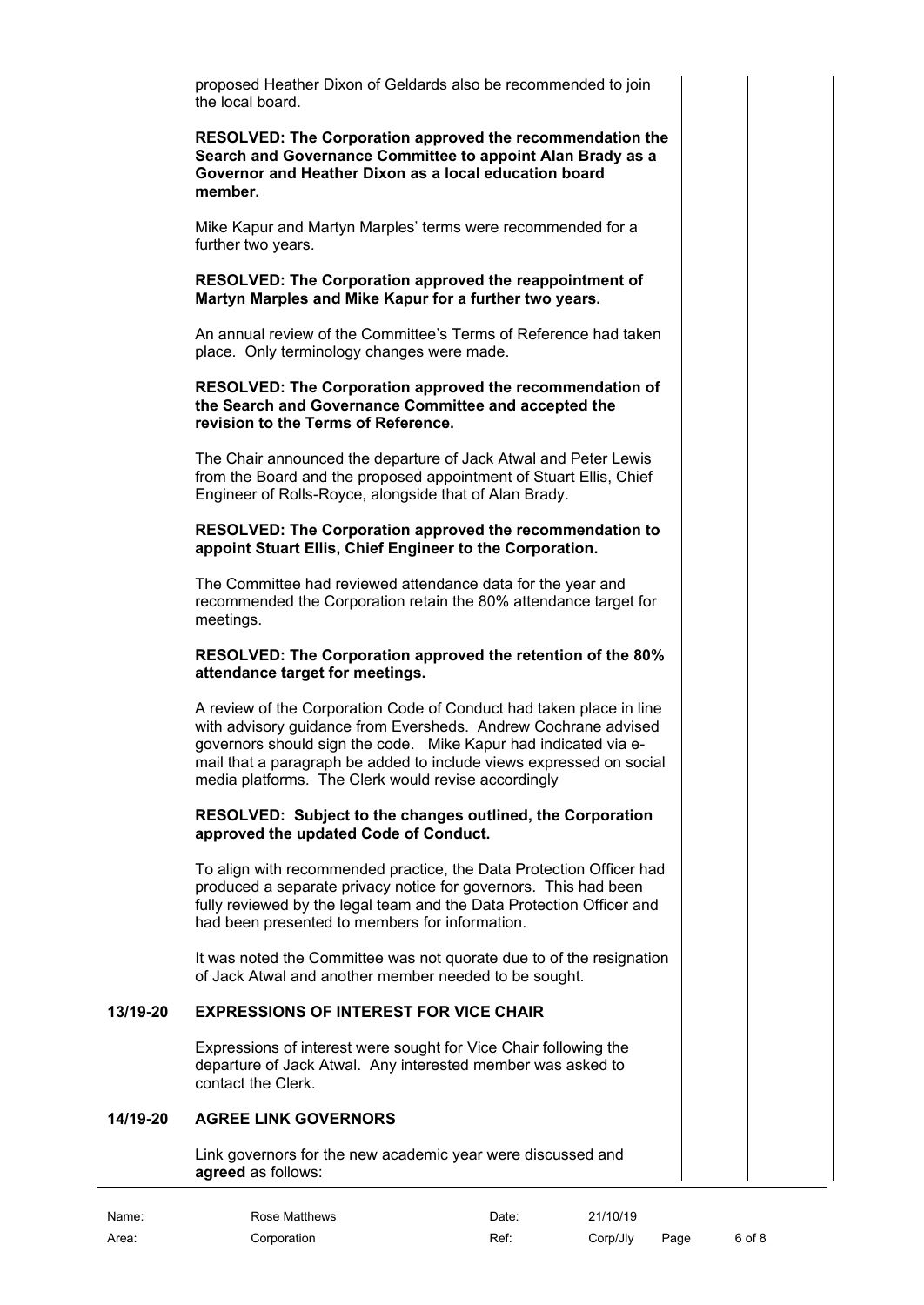proposed Heather Dixon of Geldards also be recommended to join the local board.

**RESOLVED: The Corporation approved the recommendation the Search and Governance Committee to appoint Alan Brady as a Governor and Heather Dixon as a local education board member.**

Mike Kapur and Martyn Marples' terms were recommended for a further two years.

**RESOLVED: The Corporation approved the reappointment of Martyn Marples and Mike Kapur for a further two years.**

An annual review of the Committee's Terms of Reference had taken place. Only terminology changes were made.

**RESOLVED: The Corporation approved the recommendation of the Search and Governance Committee and accepted the revision to the Terms of Reference.**

The Chair announced the departure of Jack Atwal and Peter Lewis from the Board and the proposed appointment of Stuart Ellis, Chief Engineer of Rolls-Royce, alongside that of Alan Brady.

**RESOLVED: The Corporation approved the recommendation to appoint Stuart Ellis, Chief Engineer to the Corporation.**

The Committee had reviewed attendance data for the year and recommended the Corporation retain the 80% attendance target for meetings.

**RESOLVED: The Corporation approved the retention of the 80% attendance target for meetings.**

A review of the Corporation Code of Conduct had taken place in line with advisory guidance from Eversheds. Andrew Cochrane advised governors should sign the code. Mike Kapur had indicated via e-mail that a paragraph be added to include views expressed on social media platforms. The Clerk would revise accordingly

**RESOLVED: Subject to the changes outlined, the Corporation approved the updated Code of Conduct.**

To align with recommended practice, the Data Protection Officer had produced a separate privacy notice for governors. This had been fully reviewed by the legal team and the Data Protection Officer and had been presented to members for information.

It was noted the Committee was not quorate due to of the resignation of Jack Atwal and another member needed to be sought.

## 13/19-20 EXPRESSIONS OF INTEREST FOR VICE CHAIR

Expressions of interest were sought for Vice Chair following the departure of Jack Atwal. Any interested member was asked to contact the Clerk.

## 14/19-20 AGREE LINK GOVERNORS

Link governors for the new academic year were discussed and **agreed** as follows: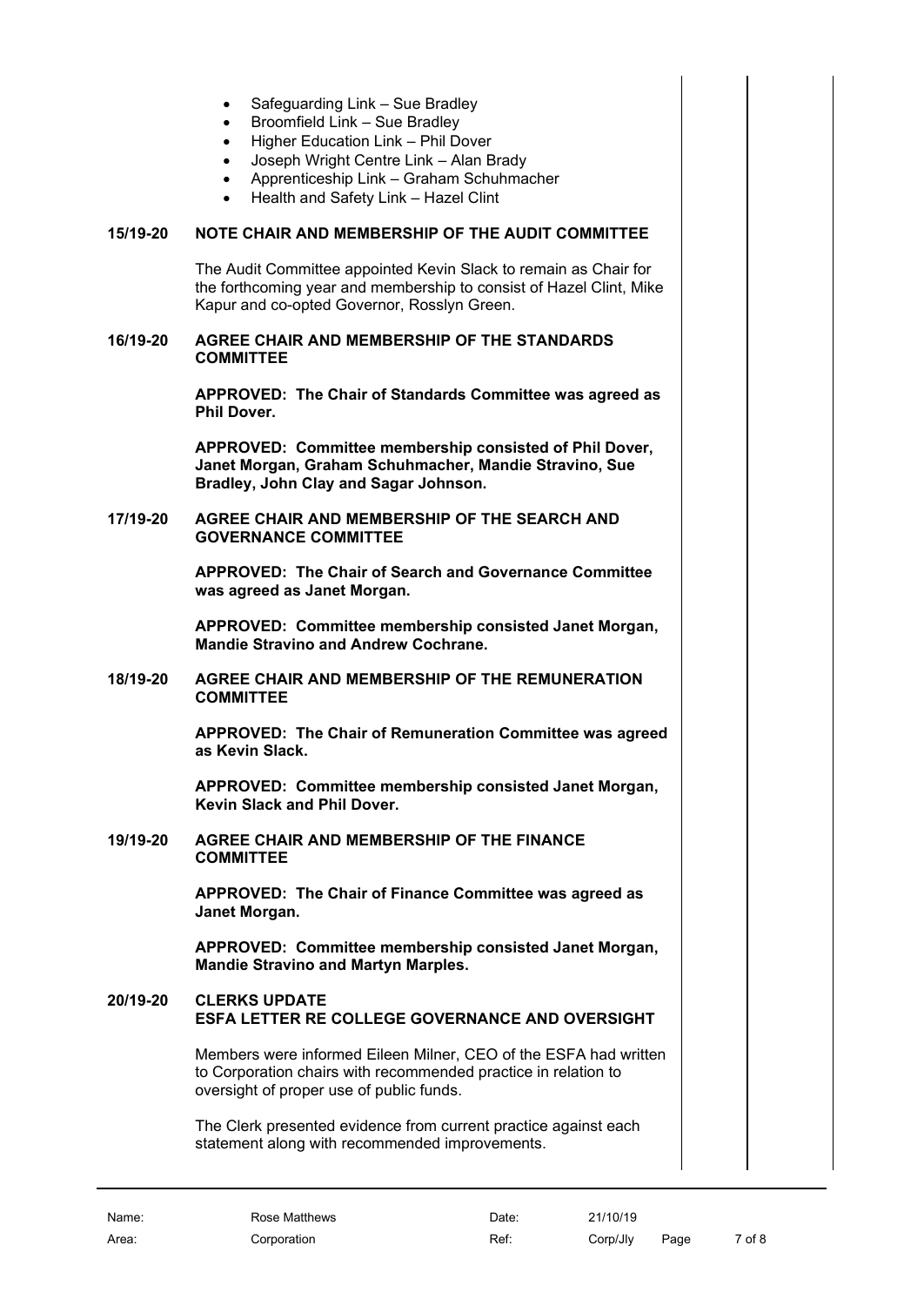- Safeguarding Link – Sue Bradley
- Broomfield Link – Sue Bradley
- Higher Education Link – Phil Dover
- Joseph Wright Centre Link – Alan Brady
- Apprenticeship Link – Graham Schuhmacher
- Health and Safety Link – Hazel Clint

**15/19-20 NOTE CHAIR AND MEMBERSHIP OF THE AUDIT COMMITTEE**

The Audit Committee appointed Kevin Slack to remain as Chair for the forthcoming year and membership to consist of Hazel Clint, Mike Kapur and co-opted Governor, Rosslyn Green.

**16/19-20 AGREE CHAIR AND MEMBERSHIP OF THE STANDARDS COMMITTEE**

**APPROVED: The Chair of Standards Committee was agreed as Phil Dover.**

**APPROVED: Committee membership consisted of Phil Dover, Janet Morgan, Graham Schuhmacher, Mandie Stravino, Sue Bradley, John Clay and Sagar Johnson.**

**17/19-20 AGREE CHAIR AND MEMBERSHIP OF THE SEARCH AND GOVERNANCE COMMITTEE**

**APPROVED: The Chair of Search and Governance Committee was agreed as Janet Morgan.**

**APPROVED: Committee membership consisted Janet Morgan, Mandie Stravino and Andrew Cochrane.**

**18/19-20 AGREE CHAIR AND MEMBERSHIP OF THE REMUNERATION COMMITTEE**

**APPROVED: The Chair of Remuneration Committee was agreed as Kevin Slack.**

**APPROVED: Committee membership consisted Janet Morgan, Kevin Slack and Phil Dover.**

**19/19-20 AGREE CHAIR AND MEMBERSHIP OF THE FINANCE COMMITTEE**

**APPROVED: The Chair of Finance Committee was agreed as Janet Morgan.**

**APPROVED: Committee membership consisted Janet Morgan, Mandie Stravino and Martyn Marples.**

**20/19-20 CLERKS UPDATE**
**ESFA LETTER RE COLLEGE GOVERNANCE AND OVERSIGHT**

Members were informed Eileen Milner, CEO of the ESFA had written to Corporation chairs with recommended practice in relation to oversight of proper use of public funds.

The Clerk presented evidence from current practice against each statement along with recommended improvements.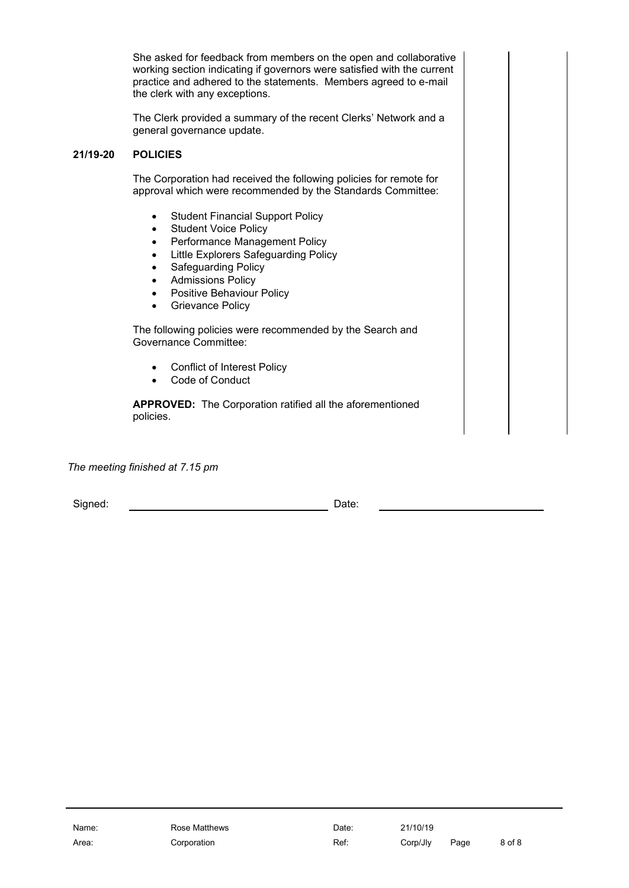She asked for feedback from members on the open and collaborative working section indicating if governors were satisfied with the current practice and adhered to the statements. Members agreed to e-mail the clerk with any exceptions.

The Clerk provided a summary of the recent Clerks' Network and a general governance update.

**21/19-20 POLICIES**

The Corporation had received the following policies for remote for approval which were recommended by the Standards Committee:

- Student Financial Support Policy
- Student Voice Policy
- Performance Management Policy
- Little Explorers Safeguarding Policy
- Safeguarding Policy
- Admissions Policy
- Positive Behaviour Policy
- Grievance Policy

The following policies were recommended by the Search and Governance Committee:

- Conflict of Interest Policy
- Code of Conduct

**APPROVED:** The Corporation ratified all the aforementioned policies.

*The meeting finished at 7.15 pm*

Signed: ______________________ Date: ______________________